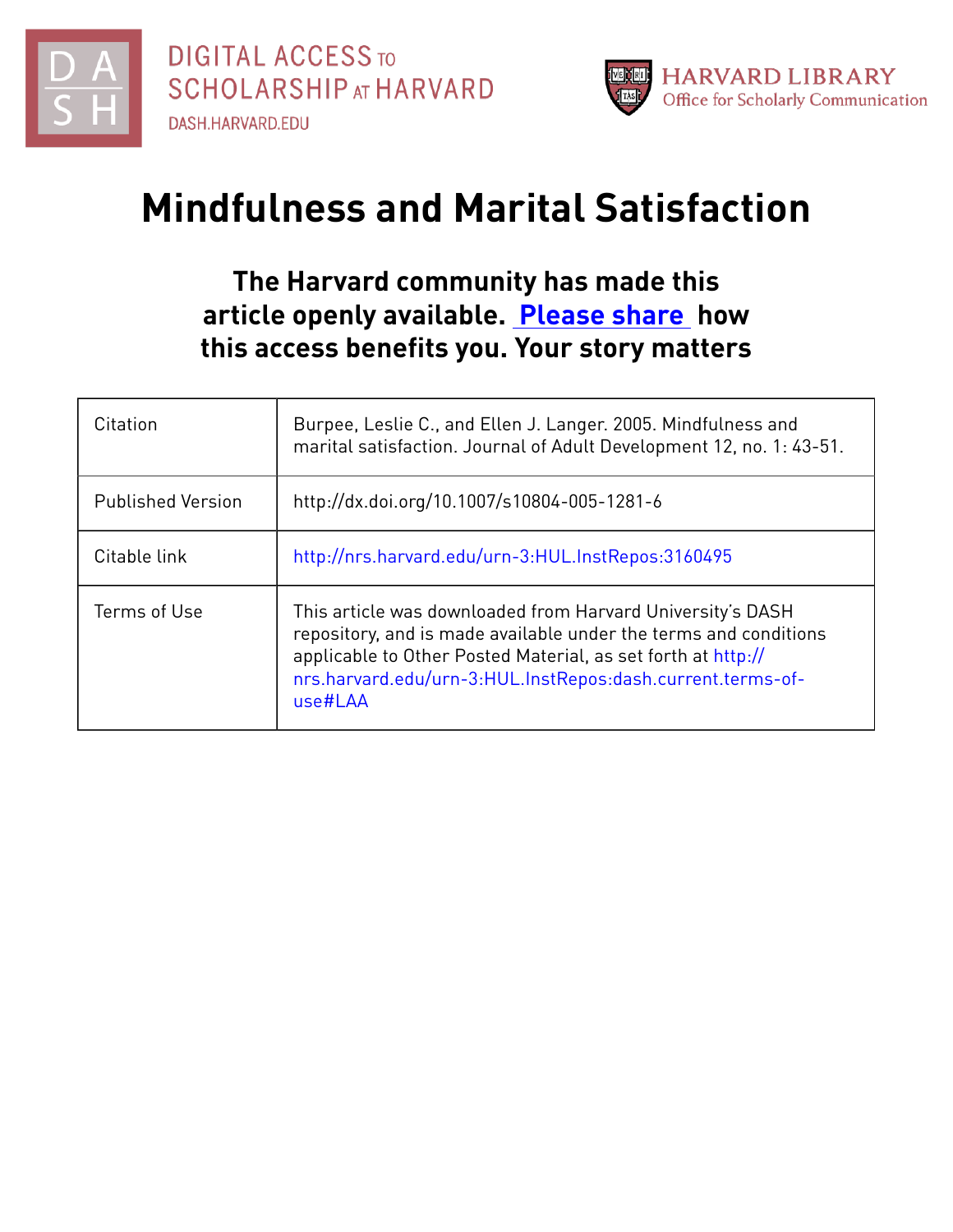DIGITAL ACCESS TO SCHOLARSHIP AT HARVARD
DASH.HARVARD.EDU

HARVARD LIBRARY
Office for Scholarly Communication

# Mindfulness and Marital Satisfaction

**The Harvard community has made this article openly available. Please share how this access benefits you. Your story matters**

| Citation | Burpee, Leslie C., and Ellen J. Langer. 2005. Mindfulness and marital satisfaction. Journal of Adult Development 12, no. 1: 43-51. |
|---|---|
| Published Version | http://dx.doi.org/10.1007/s10804-005-1281-6 |
| Citable link | http://nrs.harvard.edu/urn-3:HUL.InstRepos:3160495 |
| Terms of Use | This article was downloaded from Harvard University's DASH repository, and is made available under the terms and conditions applicable to Other Posted Material, as set forth at http://nrs.harvard.edu/urn-3:HUL.InstRepos:dash.current.terms-of-use#LAA |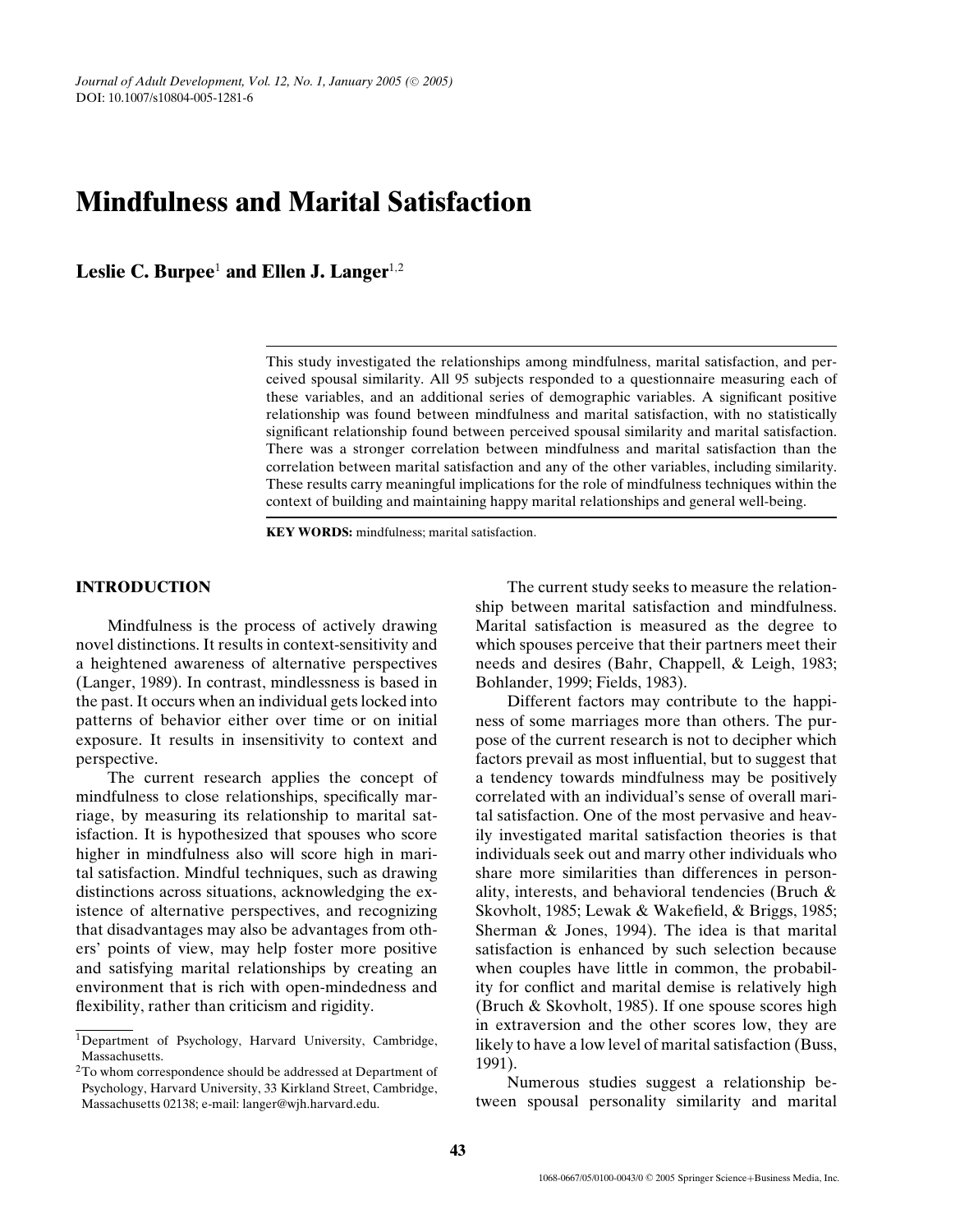# Mindfulness and Marital Satisfaction

**Leslie C. Burpee**[1] **and Ellen J. Langer**[1,2]

This study investigated the relationships among mindfulness, marital satisfaction, and perceived spousal similarity. All 95 subjects responded to a questionnaire measuring each of these variables, and an additional series of demographic variables. A significant positive relationship was found between mindfulness and marital satisfaction, with no statistically significant relationship found between perceived spousal similarity and marital satisfaction. There was a stronger correlation between mindfulness and marital satisfaction than the correlation between marital satisfaction and any of the other variables, including similarity. These results carry meaningful implications for the role of mindfulness techniques within the context of building and maintaining happy marital relationships and general well-being.

**KEY WORDS:** mindfulness; marital satisfaction.

## INTRODUCTION

Mindfulness is the process of actively drawing novel distinctions. It results in context-sensitivity and a heightened awareness of alternative perspectives (Langer, 1989). In contrast, mindlessness is based in the past. It occurs when an individual gets locked into patterns of behavior either over time or on initial exposure. It results in insensitivity to context and perspective.

The current research applies the concept of mindfulness to close relationships, specifically marriage, by measuring its relationship to marital satisfaction. It is hypothesized that spouses who score higher in mindfulness also will score high in marital satisfaction. Mindful techniques, such as drawing distinctions across situations, acknowledging the existence of alternative perspectives, and recognizing that disadvantages may also be advantages from others' points of view, may help foster more positive and satisfying marital relationships by creating an environment that is rich with open-mindedness and flexibility, rather than criticism and rigidity.

The current study seeks to measure the relationship between marital satisfaction and mindfulness. Marital satisfaction is measured as the degree to which spouses perceive that their partners meet their needs and desires (Bahr, Chappell, & Leigh, 1983; Bohlander, 1999; Fields, 1983).

Different factors may contribute to the happiness of some marriages more than others. The purpose of the current research is not to decipher which factors prevail as most influential, but to suggest that a tendency towards mindfulness may be positively correlated with an individual's sense of overall marital satisfaction. One of the most pervasive and heavily investigated marital satisfaction theories is that individuals seek out and marry other individuals who share more similarities than differences in personality, interests, and behavioral tendencies (Bruch & Skovholt, 1985; Lewak & Wakefield, & Briggs, 1985; Sherman & Jones, 1994). The idea is that marital satisfaction is enhanced by such selection because when couples have little in common, the probability for conflict and marital demise is relatively high (Bruch & Skovholt, 1985). If one spouse scores high in extraversion and the other scores low, they are likely to have a low level of marital satisfaction (Buss, 1991).

Numerous studies suggest a relationship between spousal personality similarity and marital

[1] Department of Psychology, Harvard University, Cambridge, Massachusetts.

[2] To whom correspondence should be addressed at Department of Psychology, Harvard University, 33 Kirkland Street, Cambridge, Massachusetts 02138; e-mail: langer@wjh.harvard.edu.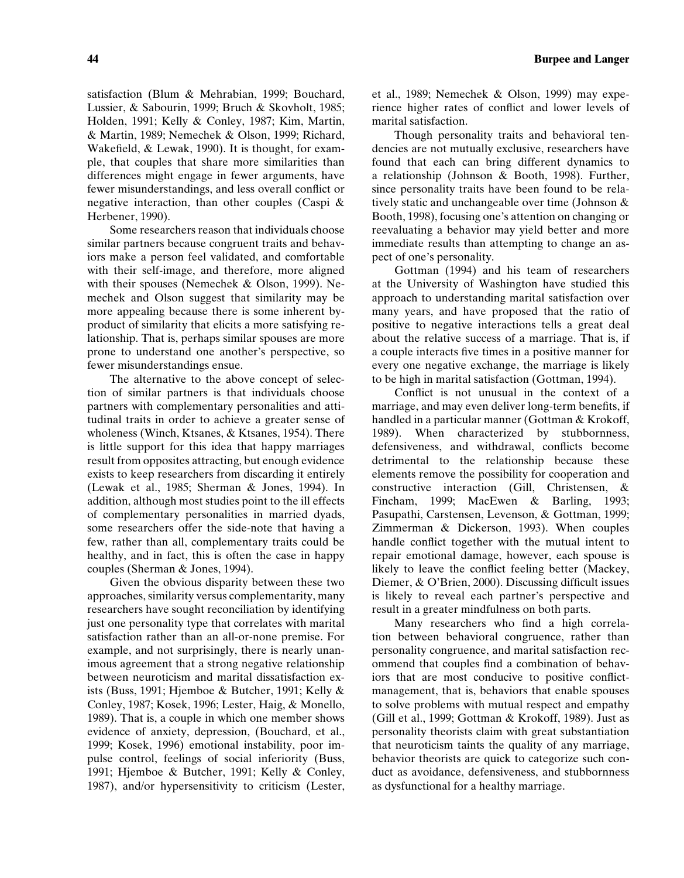satisfaction (Blum & Mehrabian, 1999; Bouchard, Lussier, & Sabourin, 1999; Bruch & Skovholt, 1985; Holden, 1991; Kelly & Conley, 1987; Kim, Martin, & Martin, 1989; Nemechek & Olson, 1999; Richard, Wakefield, & Lewak, 1990). It is thought, for example, that couples that share more similarities than differences might engage in fewer arguments, have fewer misunderstandings, and less overall conflict or negative interaction, than other couples (Caspi & Herbener, 1990).

Some researchers reason that individuals choose similar partners because congruent traits and behaviors make a person feel validated, and comfortable with their self-image, and therefore, more aligned with their spouses (Nemechek & Olson, 1999). Nemechek and Olson suggest that similarity may be more appealing because there is some inherent byproduct of similarity that elicits a more satisfying relationship. That is, perhaps similar spouses are more prone to understand one another's perspective, so fewer misunderstandings ensue.

The alternative to the above concept of selection of similar partners is that individuals choose partners with complementary personalities and attitudinal traits in order to achieve a greater sense of wholeness (Winch, Ktsanes, & Ktsanes, 1954). There is little support for this idea that happy marriages result from opposites attracting, but enough evidence exists to keep researchers from discarding it entirely (Lewak et al., 1985; Sherman & Jones, 1994). In addition, although most studies point to the ill effects of complementary personalities in married dyads, some researchers offer the side-note that having a few, rather than all, complementary traits could be healthy, and in fact, this is often the case in happy couples (Sherman & Jones, 1994).

Given the obvious disparity between these two approaches, similarity versus complementarity, many researchers have sought reconciliation by identifying just one personality type that correlates with marital satisfaction rather than an all-or-none premise. For example, and not surprisingly, there is nearly unanimous agreement that a strong negative relationship between neuroticism and marital dissatisfaction exists (Buss, 1991; Hjemboe & Butcher, 1991; Kelly & Conley, 1987; Kosek, 1996; Lester, Haig, & Monello, 1989). That is, a couple in which one member shows evidence of anxiety, depression, (Bouchard, et al., 1999; Kosek, 1996) emotional instability, poor impulse control, feelings of social inferiority (Buss, 1991; Hjemboe & Butcher, 1991; Kelly & Conley, 1987), and/or hypersensitivity to criticism (Lester, et al., 1989; Nemechek & Olson, 1999) may experience higher rates of conflict and lower levels of marital satisfaction.

Though personality traits and behavioral tendencies are not mutually exclusive, researchers have found that each can bring different dynamics to a relationship (Johnson & Booth, 1998). Further, since personality traits have been found to be relatively static and unchangeable over time (Johnson & Booth, 1998), focusing one's attention on changing or reevaluating a behavior may yield better and more immediate results than attempting to change an aspect of one's personality.

Gottman (1994) and his team of researchers at the University of Washington have studied this approach to understanding marital satisfaction over many years, and have proposed that the ratio of positive to negative interactions tells a great deal about the relative success of a marriage. That is, if a couple interacts five times in a positive manner for every one negative exchange, the marriage is likely to be high in marital satisfaction (Gottman, 1994).

Conflict is not unusual in the context of a marriage, and may even deliver long-term benefits, if handled in a particular manner (Gottman & Krokoff, 1989). When characterized by stubbornness, defensiveness, and withdrawal, conflicts become detrimental to the relationship because these elements remove the possibility for cooperation and constructive interaction (Gill, Christensen, & Fincham, 1999; MacEwen & Barling, 1993; Pasupathi, Carstensen, Levenson, & Gottman, 1999; Zimmerman & Dickerson, 1993). When couples handle conflict together with the mutual intent to repair emotional damage, however, each spouse is likely to leave the conflict feeling better (Mackey, Diemer, & O'Brien, 2000). Discussing difficult issues is likely to reveal each partner's perspective and result in a greater mindfulness on both parts.

Many researchers who find a high correlation between behavioral congruence, rather than personality congruence, and marital satisfaction recommend that couples find a combination of behaviors that are most conducive to positive conflict-management, that is, behaviors that enable spouses to solve problems with mutual respect and empathy (Gill et al., 1999; Gottman & Krokoff, 1989). Just as personality theorists claim with great substantiation that neuroticism taints the quality of any marriage, behavior theorists are quick to categorize such conduct as avoidance, defensiveness, and stubbornness as dysfunctional for a healthy marriage.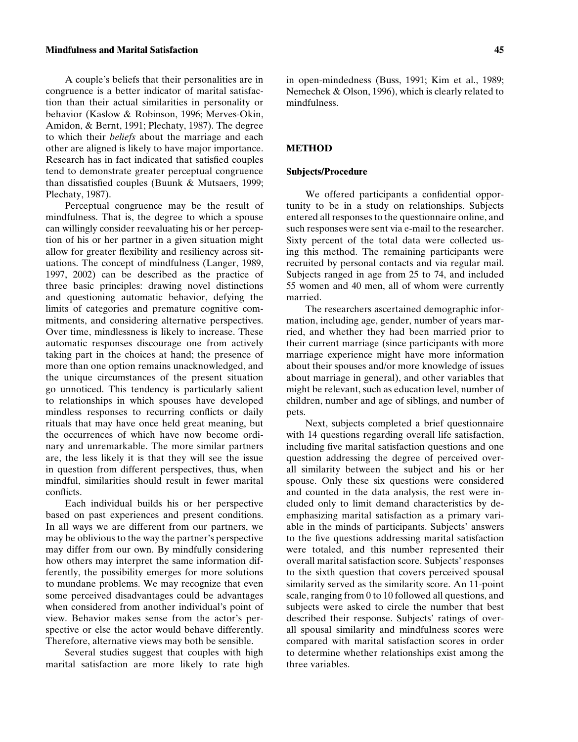A couple's beliefs that their personalities are in congruence is a better indicator of marital satisfaction than their actual similarities in personality or behavior (Kaslow & Robinson, 1996; Merves-Okin, Amidon, & Bernt, 1991; Plechaty, 1987). The degree to which their *beliefs* about the marriage and each other are aligned is likely to have major importance. Research has in fact indicated that satisfied couples tend to demonstrate greater perceptual congruence than dissatisfied couples (Buunk & Mutsaers, 1999; Plechaty, 1987).

Perceptual congruence may be the result of mindfulness. That is, the degree to which a spouse can willingly consider reevaluating his or her perception of his or her partner in a given situation might allow for greater flexibility and resiliency across situations. The concept of mindfulness (Langer, 1989, 1997, 2002) can be described as the practice of three basic principles: drawing novel distinctions and questioning automatic behavior, defying the limits of categories and premature cognitive commitments, and considering alternative perspectives. Over time, mindlessness is likely to increase. These automatic responses discourage one from actively taking part in the choices at hand; the presence of more than one option remains unacknowledged, and the unique circumstances of the present situation go unnoticed. This tendency is particularly salient to relationships in which spouses have developed mindless responses to recurring conflicts or daily rituals that may have once held great meaning, but the occurrences of which have now become ordinary and unremarkable. The more similar partners are, the less likely it is that they will see the issue in question from different perspectives, thus, when mindful, similarities should result in fewer marital conflicts.

Each individual builds his or her perspective based on past experiences and present conditions. In all ways we are different from our partners, we may be oblivious to the way the partner's perspective may differ from our own. By mindfully considering how others may interpret the same information differently, the possibility emerges for more solutions to mundane problems. We may recognize that even some perceived disadvantages could be advantages when considered from another individual's point of view. Behavior makes sense from the actor's perspective or else the actor would behave differently. Therefore, alternative views may both be sensible.

Several studies suggest that couples with high marital satisfaction are more likely to rate high in open-mindedness (Buss, 1991; Kim et al., 1989; Nemechek & Olson, 1996), which is clearly related to mindfulness.

## METHOD

### Subjects/Procedure

We offered participants a confidential opportunity to be in a study on relationships. Subjects entered all responses to the questionnaire online, and such responses were sent via e-mail to the researcher. Sixty percent of the total data were collected using this method. The remaining participants were recruited by personal contacts and via regular mail. Subjects ranged in age from 25 to 74, and included 55 women and 40 men, all of whom were currently married.

The researchers ascertained demographic information, including age, gender, number of years married, and whether they had been married prior to their current marriage (since participants with more marriage experience might have more information about their spouses and/or more knowledge of issues about marriage in general), and other variables that might be relevant, such as education level, number of children, number and age of siblings, and number of pets.

Next, subjects completed a brief questionnaire with 14 questions regarding overall life satisfaction, including five marital satisfaction questions and one question addressing the degree of perceived overall similarity between the subject and his or her spouse. Only these six questions were considered and counted in the data analysis, the rest were included only to limit demand characteristics by deemphasizing marital satisfaction as a primary variable in the minds of participants. Subjects' answers to the five questions addressing marital satisfaction were totaled, and this number represented their overall marital satisfaction score. Subjects' responses to the sixth question that covers perceived spousal similarity served as the similarity score. An 11-point scale, ranging from 0 to 10 followed all questions, and subjects were asked to circle the number that best described their response. Subjects' ratings of overall spousal similarity and mindfulness scores were compared with marital satisfaction scores in order to determine whether relationships exist among the three variables.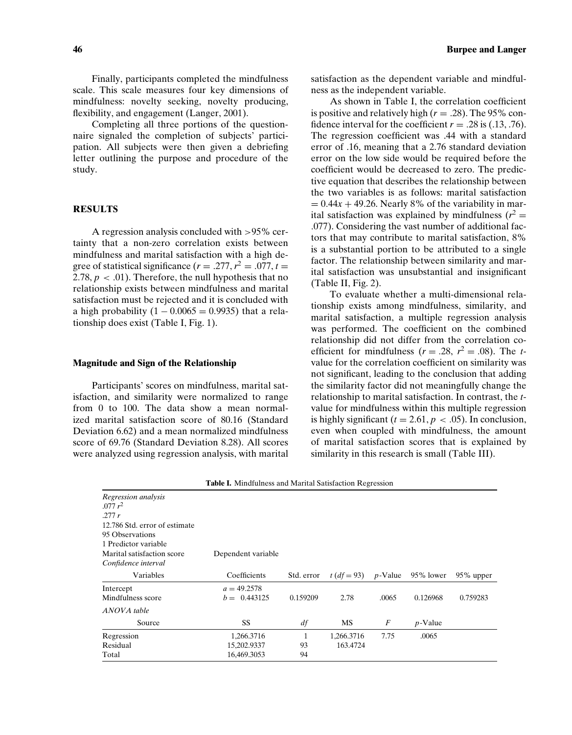Finally, participants completed the mindfulness scale. This scale measures four key dimensions of mindfulness: novelty seeking, novelty producing, flexibility, and engagement (Langer, 2001).

Completing all three portions of the questionnaire signaled the completion of subjects' participation. All subjects were then given a debriefing letter outlining the purpose and procedure of the study.

## RESULTS

A regression analysis concluded with >95% certainty that a non-zero correlation exists between mindfulness and marital satisfaction with a high degree of statistical significance ($r = .277$, $r^2 = .077$, $t = 2.78$, $p < .01$). Therefore, the null hypothesis that no relationship exists between mindfulness and marital satisfaction must be rejected and it is concluded with a high probability ($1 - 0.0065 = 0.9935$) that a relationship does exist (Table I, Fig. 1).

### Magnitude and Sign of the Relationship

Participants' scores on mindfulness, marital satisfaction, and similarity were normalized to range from 0 to 100. The data show a mean normalized marital satisfaction score of 80.16 (Standard Deviation 6.62) and a mean normalized mindfulness score of 69.76 (Standard Deviation 8.28). All scores were analyzed using regression analysis, with marital satisfaction as the dependent variable and mindfulness as the independent variable.

As shown in Table I, the correlation coefficient is positive and relatively high ($r = .28$). The 95% confidence interval for the coefficient $r = .28$ is (.13, .76). The regression coefficient was .44 with a standard error of .16, meaning that a 2.76 standard deviation error on the low side would be required before the coefficient would be decreased to zero. The predictive equation that describes the relationship between the two variables is as follows: marital satisfaction $= 0.44x + 49.26$. Nearly 8% of the variability in marital satisfaction was explained by mindfulness ($r^2 = .077$). Considering the vast number of additional factors that may contribute to marital satisfaction, 8% is a substantial portion to be attributed to a single factor. The relationship between similarity and marital satisfaction was unsubstantial and insignificant (Table II, Fig. 2).

To evaluate whether a multi-dimensional relationship exists among mindfulness, similarity, and marital satisfaction, a multiple regression analysis was performed. The coefficient on the combined relationship did not differ from the correlation coefficient for mindfulness ($r = .28$, $r^2 = .08$). The $t$-value for the correlation coefficient on similarity was not significant, leading to the conclusion that adding the similarity factor did not meaningfully change the relationship to marital satisfaction. In contrast, the $t$-value for mindfulness within this multiple regression is highly significant ($t = 2.61$, $p < .05$). In conclusion, even when coupled with mindfulness, the amount of marital satisfaction scores that is explained by similarity in this research is small (Table III).

**Table I.** Mindfulness and Marital Satisfaction Regression

*Regression analysis*
.077 $r^2$
.277 $r$
12.786 Std. error of estimate
95 Observations
1 Predictor variable
Marital satisfaction score — Dependent variable

*Confidence interval*

| Variables | Coefficients | Std. error | $t$ ($df = 93$) | $p$-Value | 95% lower | 95% upper |
|---|---|---|---|---|---|---|
| Intercept | $a = 49.2578$ | | | | | |
| Mindfulness score | $b = 0.443125$ | 0.159209 | 2.78 | .0065 | 0.126968 | 0.759283 |

*ANOVA table*

| Source | SS | $df$ | MS | $F$ | $p$-Value |
|---|---|---|---|---|---|
| Regression | 1,266.3716 | 1 | 1,266.3716 | 7.75 | .0065 |
| Residual | 15,202.9337 | 93 | 163.4724 | | |
| Total | 16,469.3053 | 94 | | | |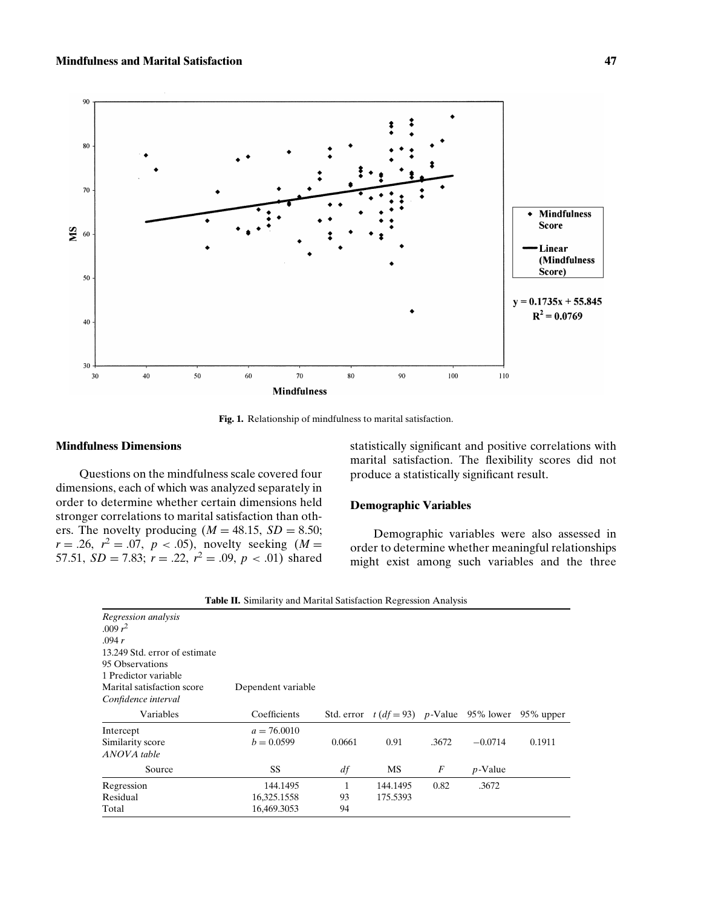Fig. 1. Relationship of mindfulness to marital satisfaction.

### Mindfulness Dimensions

Questions on the mindfulness scale covered four dimensions, each of which was analyzed separately in order to determine whether certain dimensions held stronger correlations to marital satisfaction than others. The novelty producing ($M = 48.15$, $SD = 8.50$; $r = .26$, $r^2 = .07$, $p < .05$), novelty seeking ($M = 57.51$, $SD = 7.83$; $r = .22$, $r^2 = .09$, $p < .01$) shared statistically significant and positive correlations with marital satisfaction. The flexibility scores did not produce a statistically significant result.

### Demographic Variables

Demographic variables were also assessed in order to determine whether meaningful relationships might exist among such variables and the three

**Table II.** Similarity and Marital Satisfaction Regression Analysis

*Regression analysis*
.009 $r^2$
.094 $r$
13.249 Std. error of estimate
95 Observations
1 Predictor variable
Marital satisfaction score — Dependent variable
*Confidence interval*

| Variables | Coefficients | Std. error | $t$ ($df = 93$) | $p$-Value | 95% lower | 95% upper |
|---|---|---|---|---|---|---|
| Intercept | $a = 76.0010$ | | | | | |
| Similarity score | $b = 0.0599$ | 0.0661 | 0.91 | .3672 | −0.0714 | 0.1911 |

*ANOVA table*

| Source | SS | $df$ | MS | $F$ | $p$-Value |
|---|---|---|---|---|---|
| Regression | 144.1495 | 1 | 144.1495 | 0.82 | .3672 |
| Residual | 16,325.1558 | 93 | 175.5393 | | |
| Total | 16,469.3053 | 94 | | | |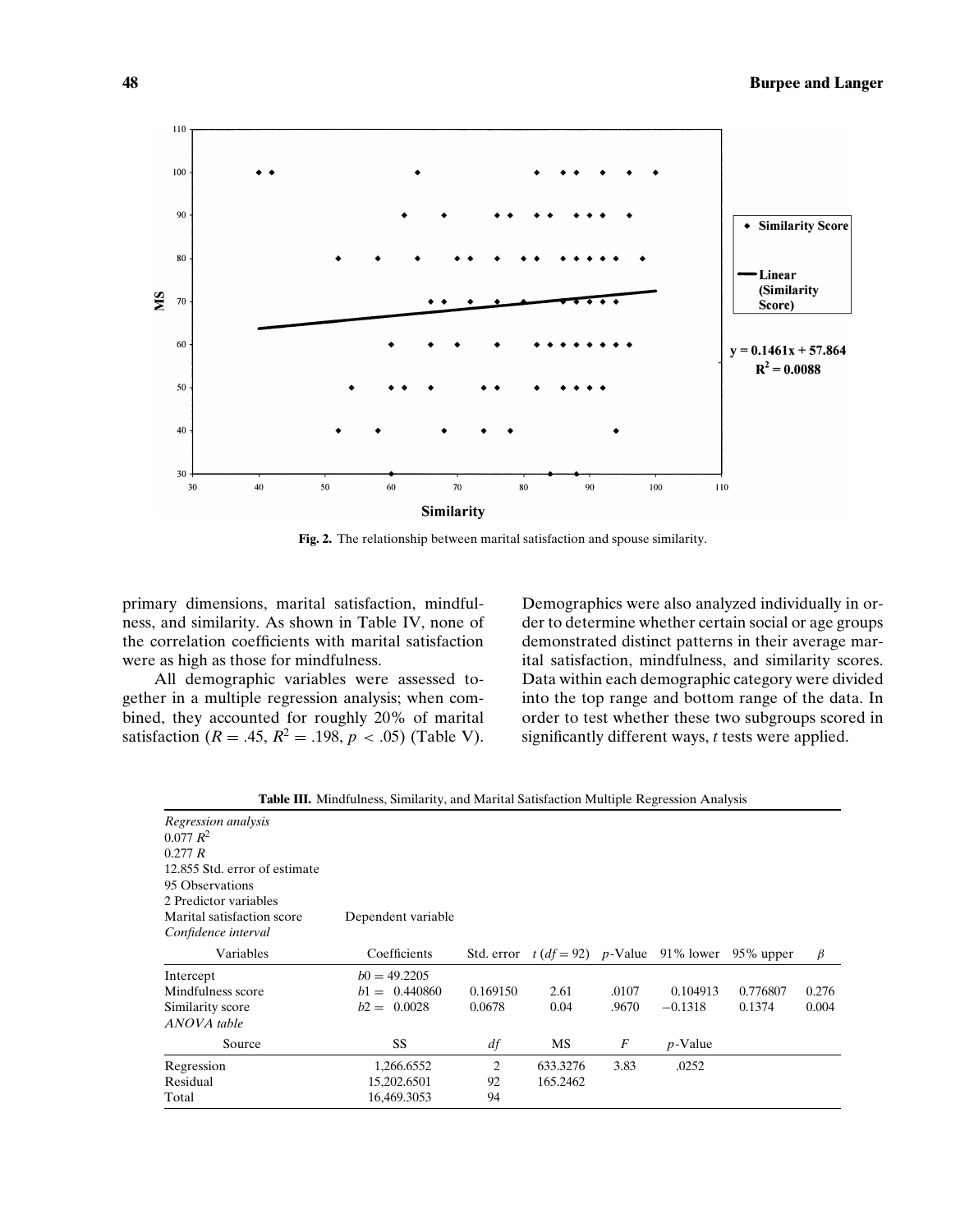Fig. 2. The relationship between marital satisfaction and spouse similarity.

primary dimensions, marital satisfaction, mindfulness, and similarity. As shown in Table IV, none of the correlation coefficients with marital satisfaction were as high as those for mindfulness.

All demographic variables were assessed together in a multiple regression analysis; when combined, they accounted for roughly 20% of marital satisfaction ($R = .45$, $R^2 = .198$, $p < .05$) (Table V). Demographics were also analyzed individually in order to determine whether certain social or age groups demonstrated distinct patterns in their average marital satisfaction, mindfulness, and similarity scores. Data within each demographic category were divided into the top range and bottom range of the data. In order to test whether these two subgroups scored in significantly different ways, *t* tests were applied.

**Table III.** Mindfulness, Similarity, and Marital Satisfaction Multiple Regression Analysis

| *Regression analysis* | | | | | | | |
|---|---|---|---|---|---|---|---|
| 0.077 $R^2$ | | | | | | | |
| 0.277 $R$ | | | | | | | |
| 12.855 Std. error of estimate | | | | | | | |
| 95 Observations | | | | | | | |
| 2 Predictor variables | | | | | | | |
| Marital satisfaction score | Dependent variable | | | | | | |
| *Confidence interval* | | | | | | | |
| Variables | Coefficients | Std. error | $t$ ($df = 92$) | $p$-Value | 91% lower | 95% upper | $\beta$ |
| Intercept | $b0 = 49.2205$ | | | | | | |
| Mindfulness score | $b1 = 0.440860$ | 0.169150 | 2.61 | .0107 | 0.104913 | 0.776807 | 0.276 |
| Similarity score | $b2 = 0.0028$ | 0.0678 | 0.04 | .9670 | −0.1318 | 0.1374 | 0.004 |
| *ANOVA table* | | | | | | | |
| Source | SS | $df$ | MS | $F$ | $p$-Value | | |
| Regression | 1,266.6552 | 2 | 633.3276 | 3.83 | .0252 | | |
| Residual | 15,202.6501 | 92 | 165.2462 | | | | |
| Total | 16,469.3053 | 94 | | | | | |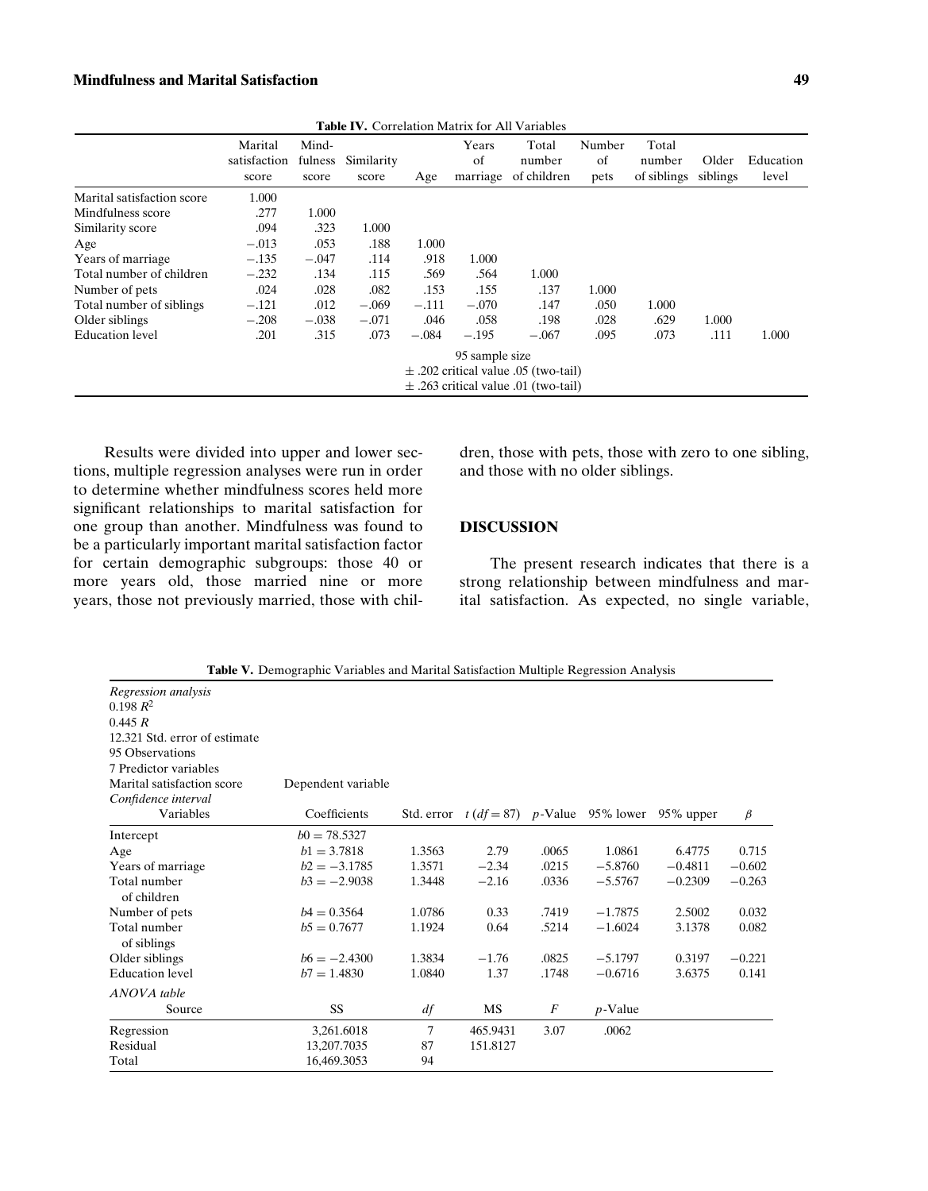**Table IV.** Correlation Matrix for All Variables

| | Marital satisfaction score | Mindfulness score | Similarity score | Age | Years of marriage | Total number of children | Number of pets | Total number of siblings | Older siblings | Education level |
|---|---|---|---|---|---|---|---|---|---|---|
| Marital satisfaction score | 1.000 | | | | | | | | | |
| Mindfulness score | .277 | 1.000 | | | | | | | | |
| Similarity score | .094 | .323 | 1.000 | | | | | | | |
| Age | −.013 | .053 | .188 | 1.000 | | | | | | |
| Years of marriage | −.135 | −.047 | .114 | .918 | 1.000 | | | | | |
| Total number of children | −.232 | .134 | .115 | .569 | .564 | 1.000 | | | | |
| Number of pets | .024 | .028 | .082 | .153 | .155 | .137 | 1.000 | | | |
| Total number of siblings | −.121 | .012 | −.069 | −.111 | −.070 | .147 | .050 | 1.000 | | |
| Older siblings | −.208 | −.038 | −.071 | .046 | .058 | .198 | .028 | .629 | 1.000 | |
| Education level | .201 | .315 | .073 | −.084 | −.195 | −.067 | .095 | .073 | .111 | 1.000 |

95 sample size
± .202 critical value .05 (two-tail)
± .263 critical value .01 (two-tail)

Results were divided into upper and lower sections, multiple regression analyses were run in order to determine whether mindfulness scores held more significant relationships to marital satisfaction for one group than another. Mindfulness was found to be a particularly important marital satisfaction factor for certain demographic subgroups: those 40 or more years old, those married nine or more years, those not previously married, those with children, those with pets, those with zero to one sibling, and those with no older siblings.

## DISCUSSION

The present research indicates that there is a strong relationship between mindfulness and marital satisfaction. As expected, no single variable,

**Table V.** Demographic Variables and Marital Satisfaction Multiple Regression Analysis

*Regression analysis*
0.198 $R^2$
0.445 $R$
12.321 Std. error of estimate
95 Observations
7 Predictor variables
Marital satisfaction score — Dependent variable

*Confidence interval*

| Variables | Coefficients | Std. error | $t$ ($df = 87$) | $p$-Value | 95% lower | 95% upper | $\beta$ |
|---|---|---|---|---|---|---|---|
| Intercept | $b0 = 78.5327$ | | | | | | |
| Age | $b1 = 3.7818$ | 1.3563 | 2.79 | .0065 | 1.0861 | 6.4775 | 0.715 |
| Years of marriage | $b2 = -3.1785$ | 1.3571 | −2.34 | .0215 | −5.8760 | −0.4811 | −0.602 |
| Total number of children | $b3 = -2.9038$ | 1.3448 | −2.16 | .0336 | −5.5767 | −0.2309 | −0.263 |
| Number of pets | $b4 = 0.3564$ | 1.0786 | 0.33 | .7419 | −1.7875 | 2.5002 | 0.032 |
| Total number of siblings | $b5 = 0.7677$ | 1.1924 | 0.64 | .5214 | −1.6024 | 3.1378 | 0.082 |
| Older siblings | $b6 = -2.4300$ | 1.3834 | −1.76 | .0825 | −5.1797 | 0.3197 | −0.221 |
| Education level | $b7 = 1.4830$ | 1.0840 | 1.37 | .1748 | −0.6716 | 3.6375 | 0.141 |

*ANOVA table*

| Source | SS | $df$ | MS | $F$ | $p$-Value |
|---|---|---|---|---|---|
| Regression | 3,261.6018 | 7 | 465.9431 | 3.07 | .0062 |
| Residual | 13,207.7035 | 87 | 151.8127 | | |
| Total | 16,469.3053 | 94 | | | |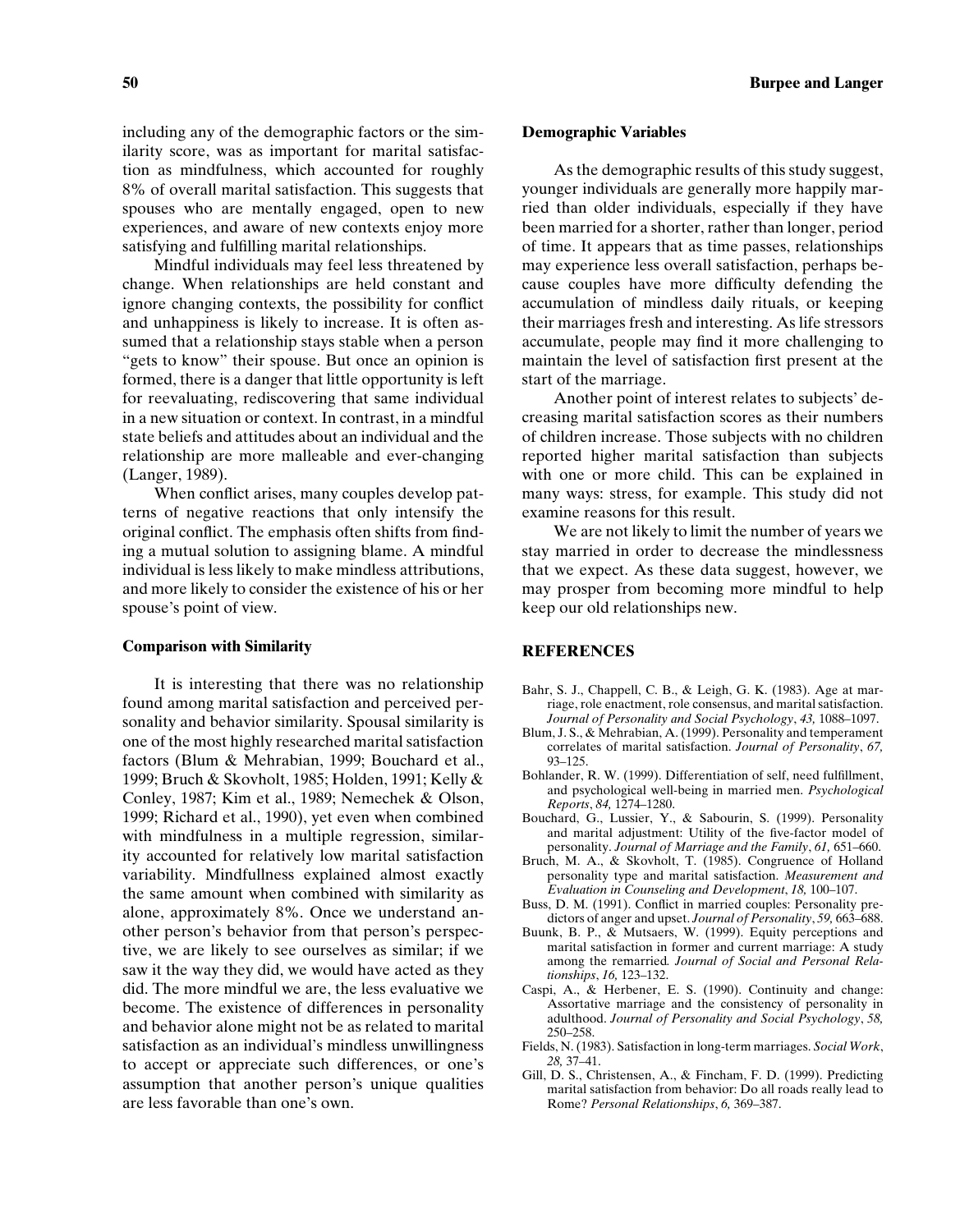including any of the demographic factors or the similarity score, was as important for marital satisfaction as mindfulness, which accounted for roughly 8% of overall marital satisfaction. This suggests that spouses who are mentally engaged, open to new experiences, and aware of new contexts enjoy more satisfying and fulfilling marital relationships.

Mindful individuals may feel less threatened by change. When relationships are held constant and ignore changing contexts, the possibility for conflict and unhappiness is likely to increase. It is often assumed that a relationship stays stable when a person "gets to know" their spouse. But once an opinion is formed, there is a danger that little opportunity is left for reevaluating, rediscovering that same individual in a new situation or context. In contrast, in a mindful state beliefs and attitudes about an individual and the relationship are more malleable and ever-changing (Langer, 1989).

When conflict arises, many couples develop patterns of negative reactions that only intensify the original conflict. The emphasis often shifts from finding a mutual solution to assigning blame. A mindful individual is less likely to make mindless attributions, and more likely to consider the existence of his or her spouse's point of view.

### Comparison with Similarity

It is interesting that there was no relationship found among marital satisfaction and perceived personality and behavior similarity. Spousal similarity is one of the most highly researched marital satisfaction factors (Blum & Mehrabian, 1999; Bouchard et al., 1999; Bruch & Skovholt, 1985; Holden, 1991; Kelly & Conley, 1987; Kim et al., 1989; Nemechek & Olson, 1999; Richard et al., 1990), yet even when combined with mindfulness in a multiple regression, similarity accounted for relatively low marital satisfaction variability. Mindfullness explained almost exactly the same amount when combined with similarity as alone, approximately 8%. Once we understand another person's behavior from that person's perspective, we are likely to see ourselves as similar; if we saw it the way they did, we would have acted as they did. The more mindful we are, the less evaluative we become. The existence of differences in personality and behavior alone might not be as related to marital satisfaction as an individual's mindless unwillingness to accept or appreciate such differences, or one's assumption that another person's unique qualities are less favorable than one's own.

### Demographic Variables

As the demographic results of this study suggest, younger individuals are generally more happily married than older individuals, especially if they have been married for a shorter, rather than longer, period of time. It appears that as time passes, relationships may experience less overall satisfaction, perhaps because couples have more difficulty defending the accumulation of mindless daily rituals, or keeping their marriages fresh and interesting. As life stressors accumulate, people may find it more challenging to maintain the level of satisfaction first present at the start of the marriage.

Another point of interest relates to subjects' decreasing marital satisfaction scores as their numbers of children increase. Those subjects with no children reported higher marital satisfaction than subjects with one or more child. This can be explained in many ways: stress, for example. This study did not examine reasons for this result.

We are not likely to limit the number of years we stay married in order to decrease the mindlessness that we expect. As these data suggest, however, we may prosper from becoming more mindful to help keep our old relationships new.

## REFERENCES

Bahr, S. J., Chappell, C. B., & Leigh, G. K. (1983). Age at marriage, role enactment, role consensus, and marital satisfaction. *Journal of Personality and Social Psychology*, *43,* 1088–1097.

Blum, J. S., & Mehrabian, A. (1999). Personality and temperament correlates of marital satisfaction. *Journal of Personality*, *67,* 93–125.

Bohlander, R. W. (1999). Differentiation of self, need fulfillment, and psychological well-being in married men. *Psychological Reports*, *84,* 1274–1280.

Bouchard, G., Lussier, Y., & Sabourin, S. (1999). Personality and marital adjustment: Utility of the five-factor model of personality. *Journal of Marriage and the Family*, *61,* 651–660.

Bruch, M. A., & Skovholt, T. (1985). Congruence of Holland personality type and marital satisfaction. *Measurement and Evaluation in Counseling and Development*, *18,* 100–107.

Buss, D. M. (1991). Conflict in married couples: Personality predictors of anger and upset. *Journal of Personality*, *59,* 663–688.

Buunk, B. P., & Mutsaers, W. (1999). Equity perceptions and marital satisfaction in former and current marriage: A study among the remarried. *Journal of Social and Personal Relationships*, *16,* 123–132.

Caspi, A., & Herbener, E. S. (1990). Continuity and change: Assortative marriage and the consistency of personality in adulthood. *Journal of Personality and Social Psychology*, *58,* 250–258.

Fields, N. (1983). Satisfaction in long-term marriages. *Social Work*, *28,* 37–41.

Gill, D. S., Christensen, A., & Fincham, F. D. (1999). Predicting marital satisfaction from behavior: Do all roads really lead to Rome? *Personal Relationships*, *6,* 369–387.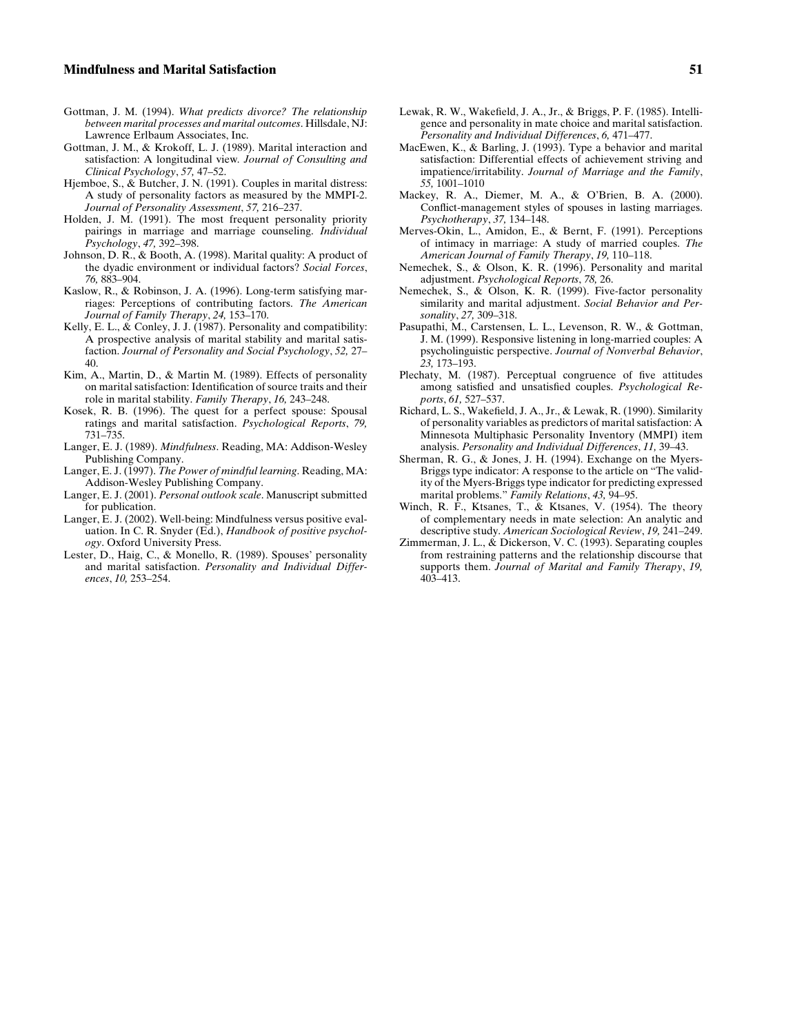Gottman, J. M. (1994). *What predicts divorce? The relationship between marital processes and marital outcomes*. Hillsdale, NJ: Lawrence Erlbaum Associates, Inc.

Gottman, J. M., & Krokoff, L. J. (1989). Marital interaction and satisfaction: A longitudinal view. *Journal of Consulting and Clinical Psychology*, *57,* 47–52.

Hjemboe, S., & Butcher, J. N. (1991). Couples in marital distress: A study of personality factors as measured by the MMPI-2. *Journal of Personality Assessment*, *57,* 216–237.

Holden, J. M. (1991). The most frequent personality priority pairings in marriage and marriage counseling. *Individual Psychology*, *47,* 392–398.

Johnson, D. R., & Booth, A. (1998). Marital quality: A product of the dyadic environment or individual factors? *Social Forces*, *76,* 883–904.

Kaslow, R., & Robinson, J. A. (1996). Long-term satisfying marriages: Perceptions of contributing factors. *The American Journal of Family Therapy*, *24,* 153–170.

Kelly, E. L., & Conley, J. J. (1987). Personality and compatibility: A prospective analysis of marital stability and marital satisfaction. *Journal of Personality and Social Psychology*, *52,* 27–40.

Kim, A., Martin, D., & Martin M. (1989). Effects of personality on marital satisfaction: Identification of source traits and their role in marital stability. *Family Therapy*, *16,* 243–248.

Kosek, R. B. (1996). The quest for a perfect spouse: Spousal ratings and marital satisfaction. *Psychological Reports*, *79,* 731–735.

Langer, E. J. (1989). *Mindfulness*. Reading, MA: Addison-Wesley Publishing Company.

Langer, E. J. (1997). *The Power of mindful learning*. Reading, MA: Addison-Wesley Publishing Company.

Langer, E. J. (2001). *Personal outlook scale*. Manuscript submitted for publication.

Langer, E. J. (2002). Well-being: Mindfulness versus positive evaluation. In C. R. Snyder (Ed.), *Handbook of positive psychology*. Oxford University Press.

Lester, D., Haig, C., & Monello, R. (1989). Spouses' personality and marital satisfaction. *Personality and Individual Differences*, *10,* 253–254.

Lewak, R. W., Wakefield, J. A., Jr., & Briggs, P. F. (1985). Intelligence and personality in mate choice and marital satisfaction. *Personality and Individual Differences*, *6,* 471–477.

MacEwen, K., & Barling, J. (1993). Type a behavior and marital satisfaction: Differential effects of achievement striving and impatience/irritability. *Journal of Marriage and the Family*, *55,* 1001–1010

Mackey, R. A., Diemer, M. A., & O'Brien, B. A. (2000). Conflict-management styles of spouses in lasting marriages. *Psychotherapy*, *37,* 134–148.

Merves-Okin, L., Amidon, E., & Bernt, F. (1991). Perceptions of intimacy in marriage: A study of married couples. *The American Journal of Family Therapy*, *19,* 110–118.

Nemechek, S., & Olson, K. R. (1996). Personality and marital adjustment. *Psychological Reports*, *78,* 26.

Nemechek, S., & Olson, K. R. (1999). Five-factor personality similarity and marital adjustment. *Social Behavior and Personality*, *27,* 309–318.

Pasupathi, M., Carstensen, L. L., Levenson, R. W., & Gottman, J. M. (1999). Responsive listening in long-married couples: A psycholinguistic perspective. *Journal of Nonverbal Behavior*, *23,* 173–193.

Plechaty, M. (1987). Perceptual congruence of five attitudes among satisfied and unsatisfied couples. *Psychological Reports*, *61,* 527–537.

Richard, L. S., Wakefield, J. A., Jr., & Lewak, R. (1990). Similarity of personality variables as predictors of marital satisfaction: A Minnesota Multiphasic Personality Inventory (MMPI) item analysis. *Personality and Individual Differences*, *11,* 39–43.

Sherman, R. G., & Jones, J. H. (1994). Exchange on the Myers-Briggs type indicator: A response to the article on "The validity of the Myers-Briggs type indicator for predicting expressed marital problems." *Family Relations*, *43,* 94–95.

Winch, R. F., Ktsanes, T., & Ktsanes, V. (1954). The theory of complementary needs in mate selection: An analytic and descriptive study. *American Sociological Review*, *19,* 241–249.

Zimmerman, J. L., & Dickerson, V. C. (1993). Separating couples from restraining patterns and the relationship discourse that supports them. *Journal of Marital and Family Therapy*, *19,* 403–413.